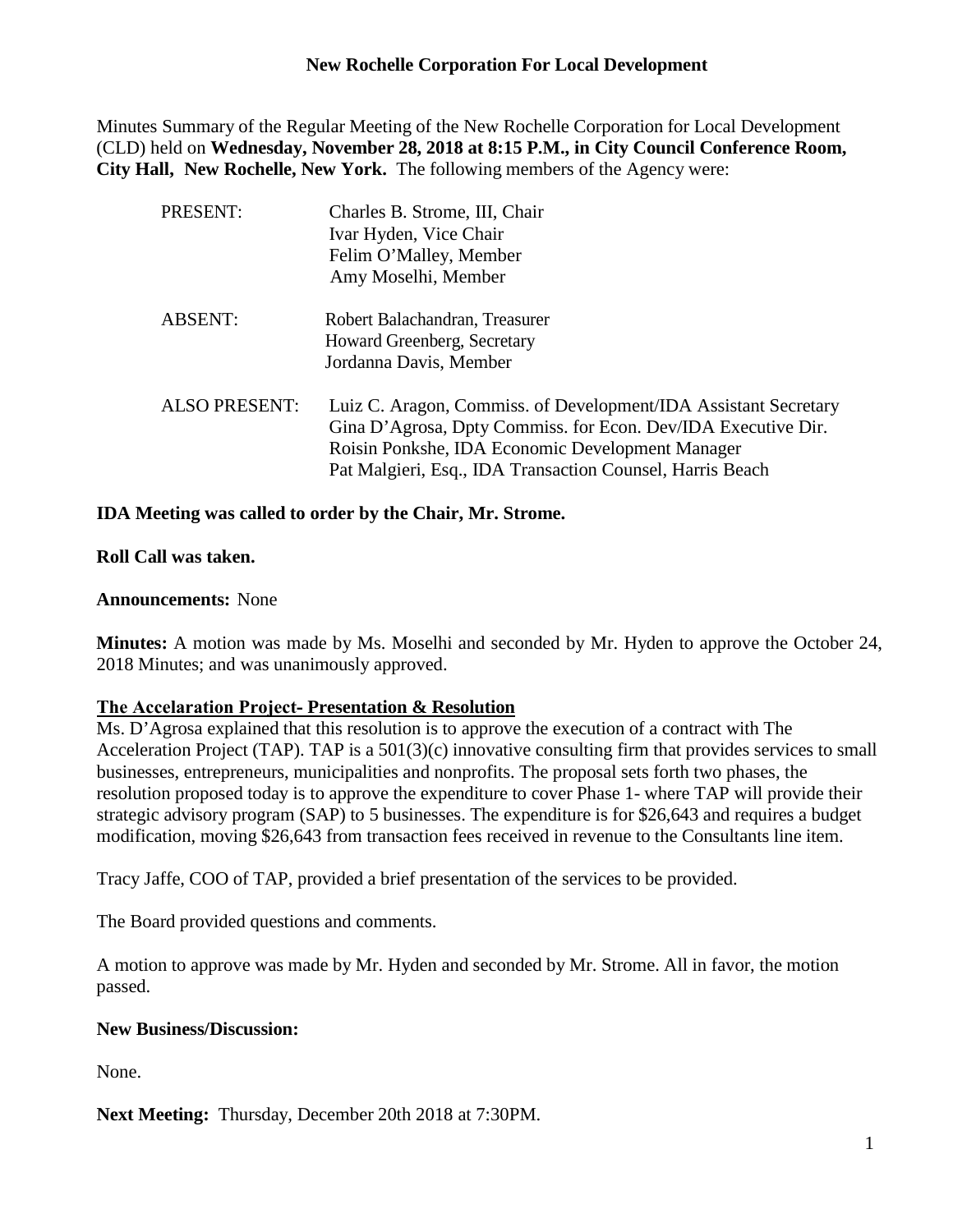# New Rochelle Corporation For Local Development

Minutes Summary of the Regular Meeting of the New Rochelle Corporation for Local Development (CLD) held on **Wednesday, November 28, 2018 at 8:15 P.M., in City Council Conference Room, City Hall, New Rochelle, New York.** The following members of the Agency were:

| | |
|---|---|
| PRESENT: | Charles B. Strome, III, Chair<br>Ivar Hyden, Vice Chair<br>Felim O'Malley, Member<br>Amy Moselhi, Member |
| ABSENT: | Robert Balachandran, Treasurer<br>Howard Greenberg, Secretary<br>Jordanna Davis, Member |
| ALSO PRESENT: | Luiz C. Aragon, Commiss. of Development/IDA Assistant Secretary<br>Gina D'Agrosa, Dpty Commiss. for Econ. Dev/IDA Executive Dir.<br>Roisin Ponkshe, IDA Economic Development Manager<br>Pat Malgieri, Esq., IDA Transaction Counsel, Harris Beach |

**IDA Meeting was called to order by the Chair, Mr. Strome.**

**Roll Call was taken.**

**Announcements:** None

**Minutes:** A motion was made by Ms. Moselhi and seconded by Mr. Hyden to approve the October 24, 2018 Minutes; and was unanimously approved.

**The Accelaration Project- Presentation & Resolution**

Ms. D'Agrosa explained that this resolution is to approve the execution of a contract with The Acceleration Project (TAP). TAP is a 501(3)(c) innovative consulting firm that provides services to small businesses, entrepreneurs, municipalities and nonprofits. The proposal sets forth two phases, the resolution proposed today is to approve the expenditure to cover Phase 1- where TAP will provide their strategic advisory program (SAP) to 5 businesses. The expenditure is for $26,643 and requires a budget modification, moving $26,643 from transaction fees received in revenue to the Consultants line item.

Tracy Jaffe, COO of TAP, provided a brief presentation of the services to be provided.

The Board provided questions and comments.

A motion to approve was made by Mr. Hyden and seconded by Mr. Strome. All in favor, the motion passed.

**New Business/Discussion:**

None.

**Next Meeting:** Thursday, December 20th 2018 at 7:30PM.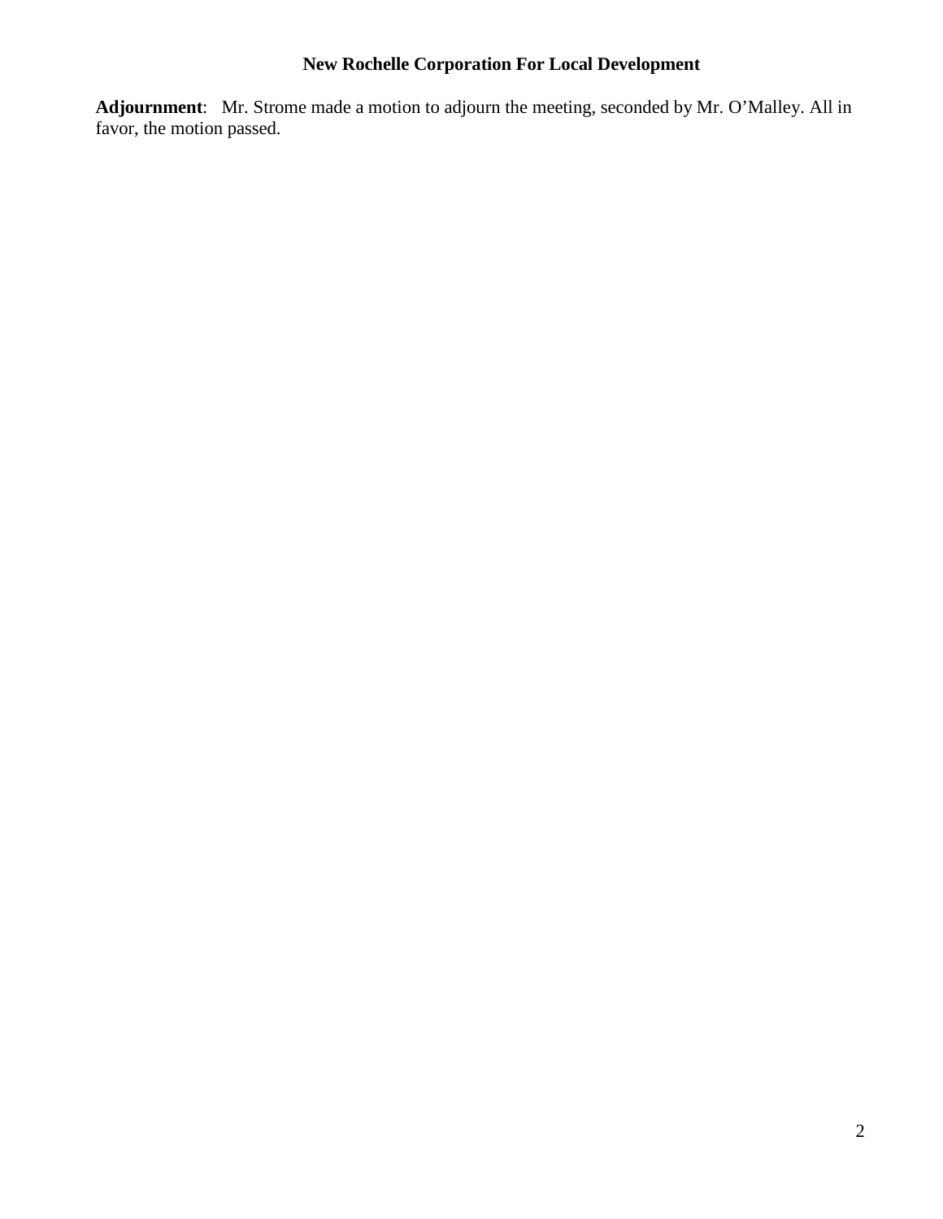**Adjournment**: Mr. Strome made a motion to adjourn the meeting, seconded by Mr. O'Malley. All in favor, the motion passed.